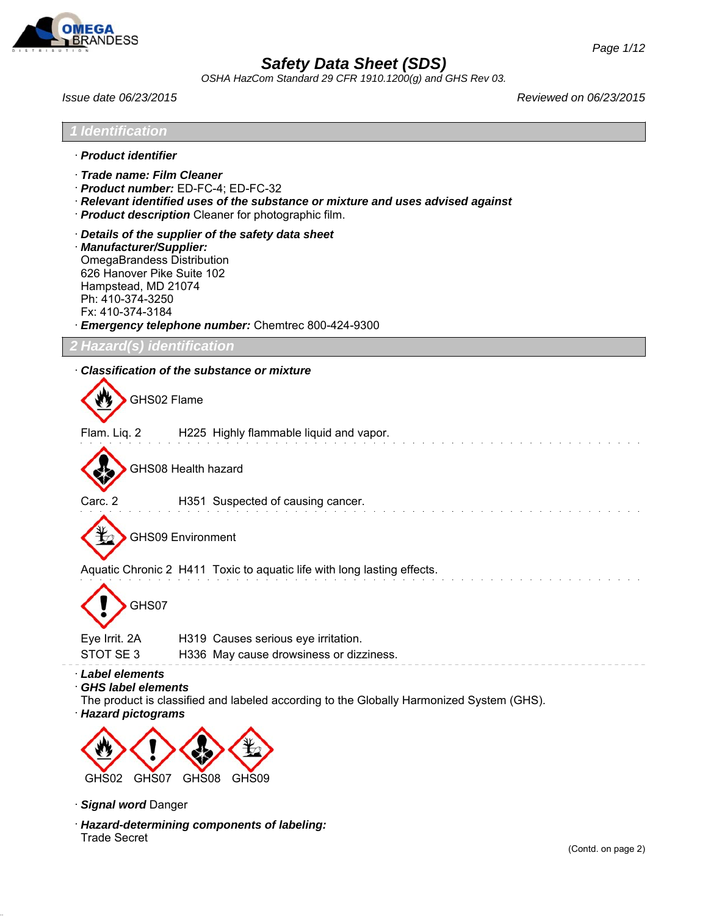# Safety Data Sheet (SDS)

*OSHA HazCom Standard 29 CFR 1910.1200(g) and GHS Rev 03.*

*Issue date 06/23/2015* | *Reviewed on 06/23/2015*

## 1 Identification

· ***Product identifier***

· ***Trade name: Film Cleaner***
· ***Product number:*** ED-FC-4; ED-FC-32
· ***Relevant identified uses of the substance or mixture and uses advised against***
· ***Product description*** Cleaner for photographic film.

· ***Details of the supplier of the safety data sheet***
· ***Manufacturer/Supplier:***
OmegaBrandess Distribution
626 Hanover Pike Suite 102
Hampstead, MD 21074
Ph: 410-374-3250
Fx: 410-374-3184
· ***Emergency telephone number:*** Chemtrec 800-424-9300

## 2 Hazard(s) identification

· ***Classification of the substance or mixture***

GHS02 Flame

Flam. Liq. 2 H225 Highly flammable liquid and vapor.

GHS08 Health hazard

Carc. 2 H351 Suspected of causing cancer.

GHS09 Environment

Aquatic Chronic 2 H411 Toxic to aquatic life with long lasting effects.

GHS07

Eye Irrit. 2A H319 Causes serious eye irritation.
STOT SE 3 H336 May cause drowsiness or dizziness.

· ***Label elements***
· ***GHS label elements***
The product is classified and labeled according to the Globally Harmonized System (GHS).
· ***Hazard pictograms***

GHS02 GHS07 GHS08 GHS09

· ***Signal word*** Danger

· ***Hazard-determining components of labeling:***
Trade Secret

(Contd. on page 2)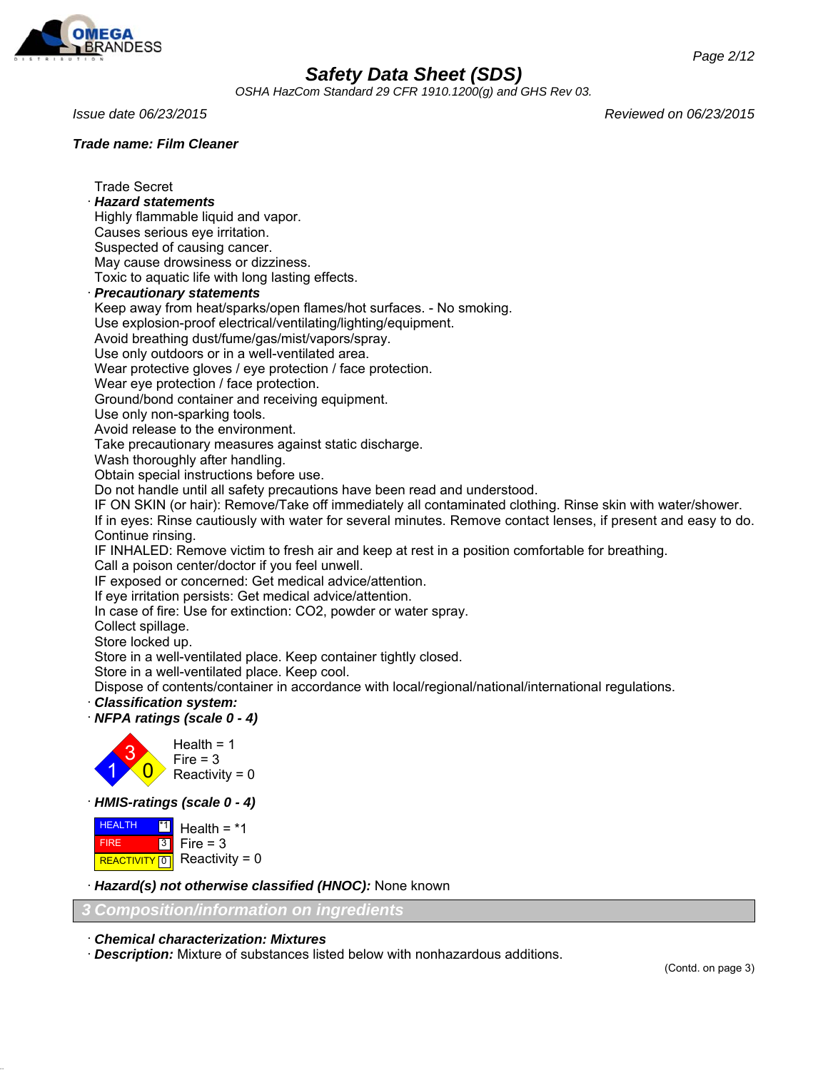# Safety Data Sheet (SDS)

*OSHA HazCom Standard 29 CFR 1910.1200(g) and GHS Rev 03.*

*Issue date 06/23/2015* *Reviewed on 06/23/2015*

***Trade name: Film Cleaner***

Trade Secret

· ***Hazard statements***

Highly flammable liquid and vapor.
Causes serious eye irritation.
Suspected of causing cancer.
May cause drowsiness or dizziness.
Toxic to aquatic life with long lasting effects.

· ***Precautionary statements***

Keep away from heat/sparks/open flames/hot surfaces. - No smoking.
Use explosion-proof electrical/ventilating/lighting/equipment.
Avoid breathing dust/fume/gas/mist/vapors/spray.
Use only outdoors or in a well-ventilated area.
Wear protective gloves / eye protection / face protection.
Wear eye protection / face protection.
Ground/bond container and receiving equipment.
Use only non-sparking tools.
Avoid release to the environment.
Take precautionary measures against static discharge.
Wash thoroughly after handling.
Obtain special instructions before use.
Do not handle until all safety precautions have been read and understood.
IF ON SKIN (or hair): Remove/Take off immediately all contaminated clothing. Rinse skin with water/shower.
If in eyes: Rinse cautiously with water for several minutes. Remove contact lenses, if present and easy to do. Continue rinsing.
IF INHALED: Remove victim to fresh air and keep at rest in a position comfortable for breathing.
Call a poison center/doctor if you feel unwell.
IF exposed or concerned: Get medical advice/attention.
If eye irritation persists: Get medical advice/attention.
In case of fire: Use for extinction: $CO_2$, powder or water spray.
Collect spillage.
Store locked up.
Store in a well-ventilated place. Keep container tightly closed.
Store in a well-ventilated place. Keep cool.
Dispose of contents/container in accordance with local/regional/national/international regulations.

· ***Classification system:***

· ***NFPA ratings (scale 0 - 4)***

Health = 1
Fire = 3
Reactivity = 0

· ***HMIS-ratings (scale 0 - 4)***

| | |
|---|---|
| HEALTH | *1 |
| FIRE | 3 |
| REACTIVITY | 0 |

Health = *1
Fire = 3
Reactivity = 0

· ***Hazard(s) not otherwise classified (HNOC):*** None known

## 3 Composition/information on ingredients

· ***Chemical characterization: Mixtures***

· ***Description:*** Mixture of substances listed below with nonhazardous additions.

(Contd. on page 3)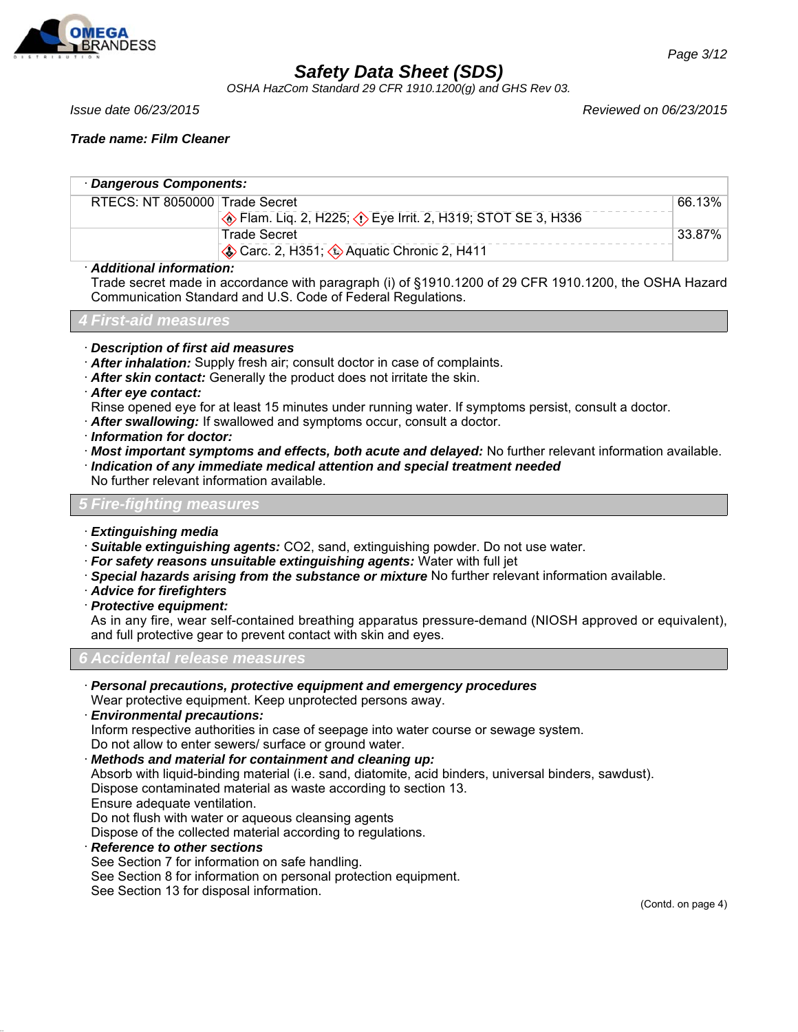**Trade name: Film Cleaner**

| · Dangerous Components: | | |
|---|---|---|
| RTECS: NT 8050000 | Trade Secret<br>Flam. Liq. 2, H225; Eye Irrit. 2, H319; STOT SE 3, H336 | 66.13% |
| | Trade Secret<br>Carc. 2, H351; Aquatic Chronic 2, H411 | 33.87% |

· ***Additional information:***
Trade secret made in accordance with paragraph (i) of §1910.1200 of 29 CFR 1910.1200, the OSHA Hazard Communication Standard and U.S. Code of Federal Regulations.

## 4 First-aid measures

· ***Description of first aid measures***
· ***After inhalation:*** Supply fresh air; consult doctor in case of complaints.
· ***After skin contact:*** Generally the product does not irritate the skin.
· ***After eye contact:***
Rinse opened eye for at least 15 minutes under running water. If symptoms persist, consult a doctor.
· ***After swallowing:*** If swallowed and symptoms occur, consult a doctor.
· ***Information for doctor:***
· ***Most important symptoms and effects, both acute and delayed:*** No further relevant information available.
· ***Indication of any immediate medical attention and special treatment needed***
No further relevant information available.

## 5 Fire-fighting measures

· ***Extinguishing media***
· ***Suitable extinguishing agents:*** $CO_2$, sand, extinguishing powder. Do not use water.
· ***For safety reasons unsuitable extinguishing agents:*** Water with full jet
· ***Special hazards arising from the substance or mixture*** No further relevant information available.
· ***Advice for firefighters***
· ***Protective equipment:***
As in any fire, wear self-contained breathing apparatus pressure-demand (NIOSH approved or equivalent), and full protective gear to prevent contact with skin and eyes.

## 6 Accidental release measures

· ***Personal precautions, protective equipment and emergency procedures***
Wear protective equipment. Keep unprotected persons away.
· ***Environmental precautions:***
Inform respective authorities in case of seepage into water course or sewage system.
Do not allow to enter sewers/ surface or ground water.
· ***Methods and material for containment and cleaning up:***
Absorb with liquid-binding material (i.e. sand, diatomite, acid binders, universal binders, sawdust).
Dispose contaminated material as waste according to section 13.
Ensure adequate ventilation.
Do not flush with water or aqueous cleansing agents
Dispose of the collected material according to regulations.
· ***Reference to other sections***
See Section 7 for information on safe handling.
See Section 8 for information on personal protection equipment.
See Section 13 for disposal information.

(Contd. on page 4)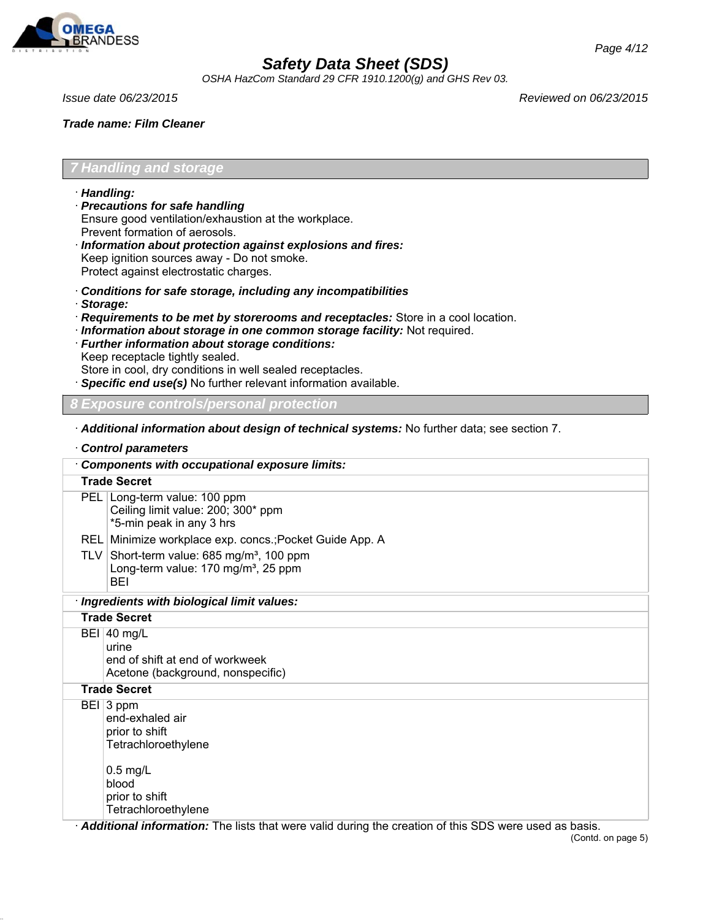## 7 Handling and storage

· **Handling:**
· **Precautions for safe handling**
Ensure good ventilation/exhaustion at the workplace.
Prevent formation of aerosols.
· **Information about protection against explosions and fires:**
Keep ignition sources away - Do not smoke.
Protect against electrostatic charges.

· **Conditions for safe storage, including any incompatibilities**
· **Storage:**
· **Requirements to be met by storerooms and receptacles:** Store in a cool location.
· **Information about storage in one common storage facility:** Not required.
· **Further information about storage conditions:**
Keep receptacle tightly sealed.
Store in cool, dry conditions in well sealed receptacles.
· **Specific end use(s)** No further relevant information available.

## 8 Exposure controls/personal protection

· **Additional information about design of technical systems:** No further data; see section 7.

· **Control parameters**

| · **Components with occupational exposure limits:** | |
|---|---|
| **Trade Secret** | |
| PEL | Long-term value: 100 ppm<br>Ceiling limit value: 200; 300* ppm<br>*5-min peak in any 3 hrs |
| REL | Minimize workplace exp. concs.;Pocket Guide App. A |
| TLV | Short-term value: 685 mg/m³, 100 ppm<br>Long-term value: 170 mg/m³, 25 ppm<br>BEI |

| · **Ingredients with biological limit values:** | |
|---|---|
| **Trade Secret** | |
| BEI | 40 mg/L<br>urine<br>end of shift at end of workweek<br>Acetone (background, nonspecific) |
| **Trade Secret** | |
| BEI | 3 ppm<br>end-exhaled air<br>prior to shift<br>Tetrachloroethylene<br><br>0.5 mg/L<br>blood<br>prior to shift<br>Tetrachloroethylene |

· **Additional information:** The lists that were valid during the creation of this SDS were used as basis.

(Contd. on page 5)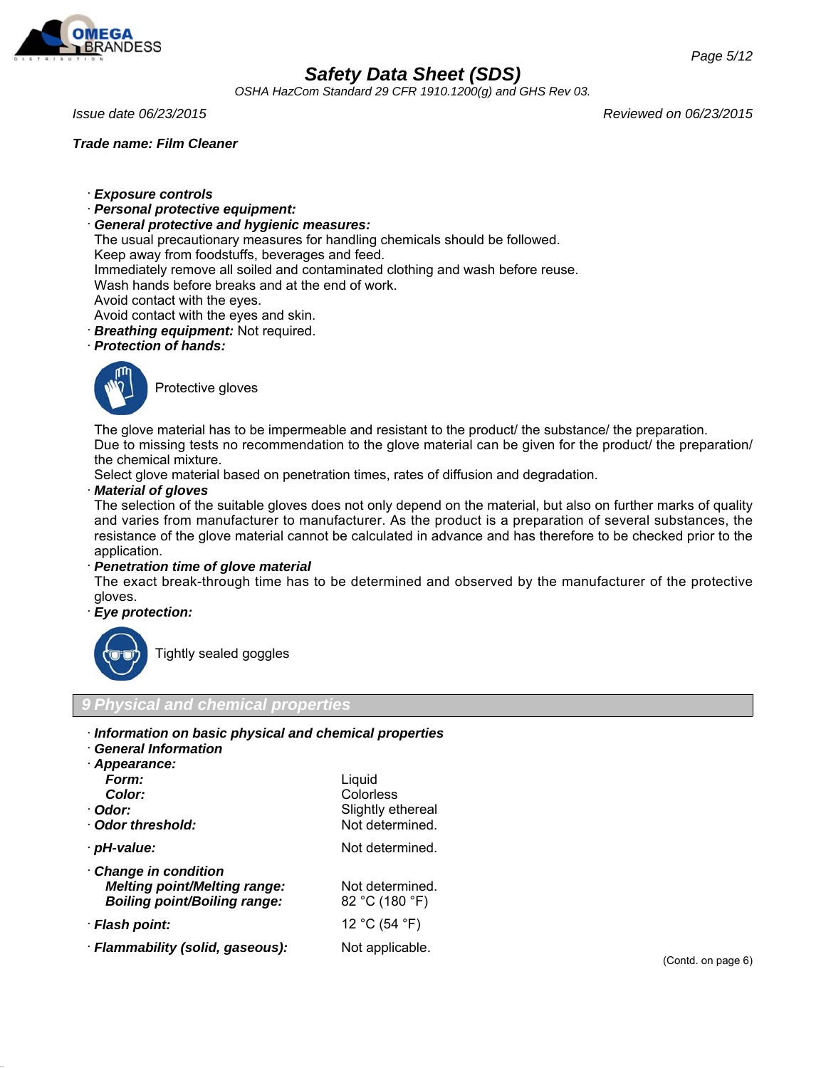**Trade name: Film Cleaner**

· ***Exposure controls***
· ***Personal protective equipment:***
· ***General protective and hygienic measures:***
The usual precautionary measures for handling chemicals should be followed.
Keep away from foodstuffs, beverages and feed.
Immediately remove all soiled and contaminated clothing and wash before reuse.
Wash hands before breaks and at the end of work.
Avoid contact with the eyes.
Avoid contact with the eyes and skin.
· ***Breathing equipment:*** Not required.
· ***Protection of hands:***

Protective gloves

The glove material has to be impermeable and resistant to the product/ the substance/ the preparation.
Due to missing tests no recommendation to the glove material can be given for the product/ the preparation/ the chemical mixture.
Select glove material based on penetration times, rates of diffusion and degradation.
· ***Material of gloves***
The selection of the suitable gloves does not only depend on the material, but also on further marks of quality and varies from manufacturer to manufacturer. As the product is a preparation of several substances, the resistance of the glove material cannot be calculated in advance and has therefore to be checked prior to the application.
· ***Penetration time of glove material***
The exact break-through time has to be determined and observed by the manufacturer of the protective gloves.
· ***Eye protection:***

Tightly sealed goggles

## 9 Physical and chemical properties

· ***Information on basic physical and chemical properties***
· ***General Information***
· ***Appearance:***

| | |
|---|---|
| ***Form:*** | Liquid |
| ***Color:*** | Colorless |
| · ***Odor:*** | Slightly ethereal |
| · ***Odor threshold:*** | Not determined. |
| · ***pH-value:*** | Not determined. |
| · ***Change in condition*** | |
| ***Melting point/Melting range:*** | Not determined. |
| ***Boiling point/Boiling range:*** | 82 °C (180 °F) |
| · ***Flash point:*** | 12 °C (54 °F) |
| · ***Flammability (solid, gaseous):*** | Not applicable. |

(Contd. on page 6)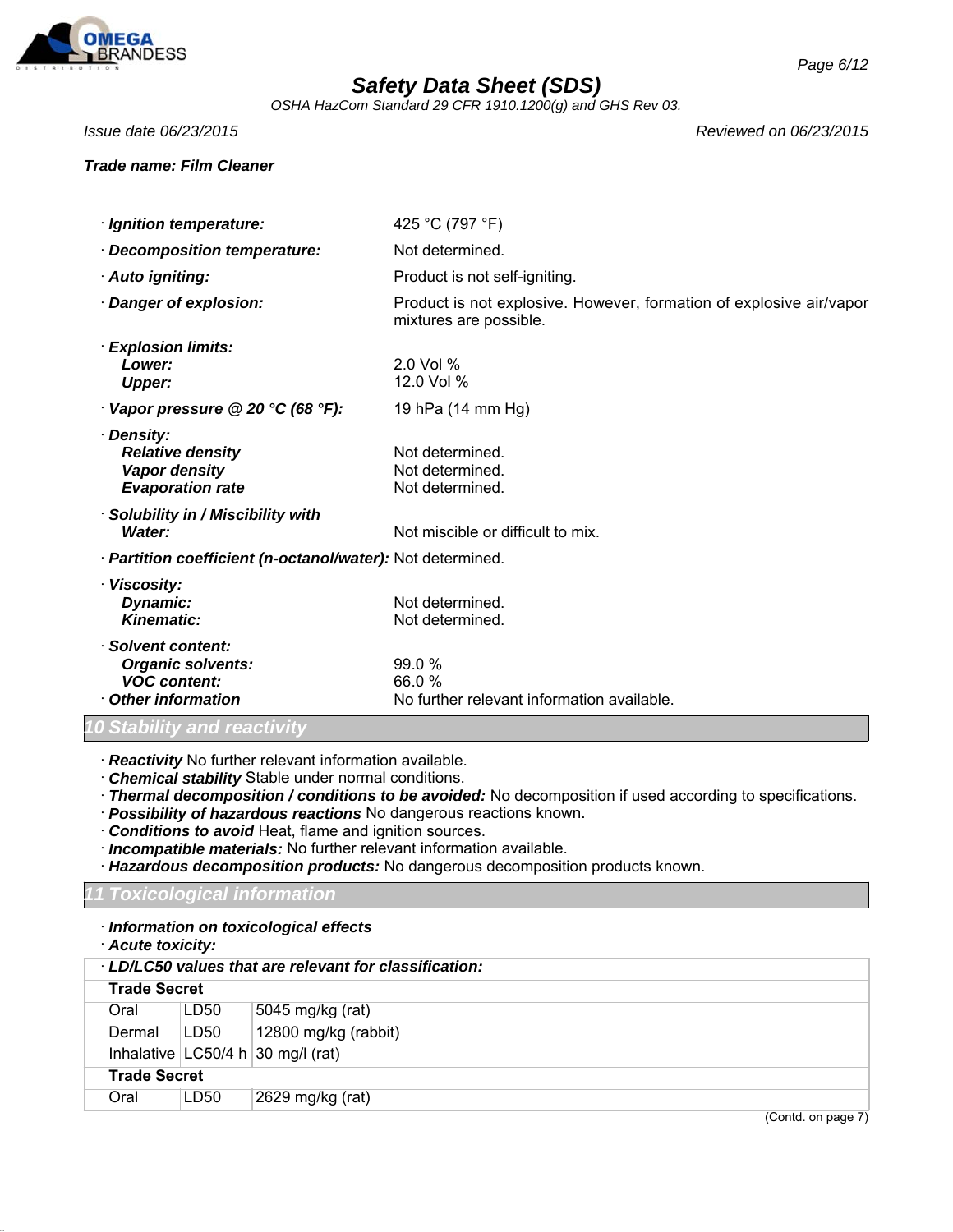**Trade name: Film Cleaner**

| | |
|---|---|
| · **Ignition temperature:** | 425 °C (797 °F) |
| · **Decomposition temperature:** | Not determined. |
| · **Auto igniting:** | Product is not self-igniting. |
| · **Danger of explosion:** | Product is not explosive. However, formation of explosive air/vapor mixtures are possible. |
| · **Explosion limits:** | |
| **Lower:** | 2.0 Vol % |
| **Upper:** | 12.0 Vol % |
| · **Vapor pressure @ 20 °C (68 °F):** | 19 hPa (14 mm Hg) |
| · **Density:** | |
| **Relative density** | Not determined. |
| **Vapor density** | Not determined. |
| **Evaporation rate** | Not determined. |
| · **Solubility in / Miscibility with Water:** | Not miscible or difficult to mix. |
| · **Partition coefficient (n-octanol/water):** | Not determined. |
| · **Viscosity:** | |
| **Dynamic:** | Not determined. |
| **Kinematic:** | Not determined. |
| · **Solvent content:** | |
| **Organic solvents:** | 99.0 % |
| **VOC content:** | 66.0 % |
| · **Other information** | No further relevant information available. |

## 10 Stability and reactivity

· ***Reactivity*** No further relevant information available.
· ***Chemical stability*** Stable under normal conditions.
· ***Thermal decomposition / conditions to be avoided:*** No decomposition if used according to specifications.
· ***Possibility of hazardous reactions*** No dangerous reactions known.
· ***Conditions to avoid*** Heat, flame and ignition sources.
· ***Incompatible materials:*** No further relevant information available.
· ***Hazardous decomposition products:*** No dangerous decomposition products known.

## 11 Toxicological information

· ***Information on toxicological effects***
· ***Acute toxicity:***

| · **LD/LC50 values that are relevant for classification:** | | |
|---|---|---|
| **Trade Secret** | | |
| Oral | LD50 | 5045 mg/kg (rat) |
| Dermal | LD50 | 12800 mg/kg (rabbit) |
| Inhalative | LC50/4 h | 30 mg/l (rat) |
| **Trade Secret** | | |
| Oral | LD50 | 2629 mg/kg (rat) |

(Contd. on page 7)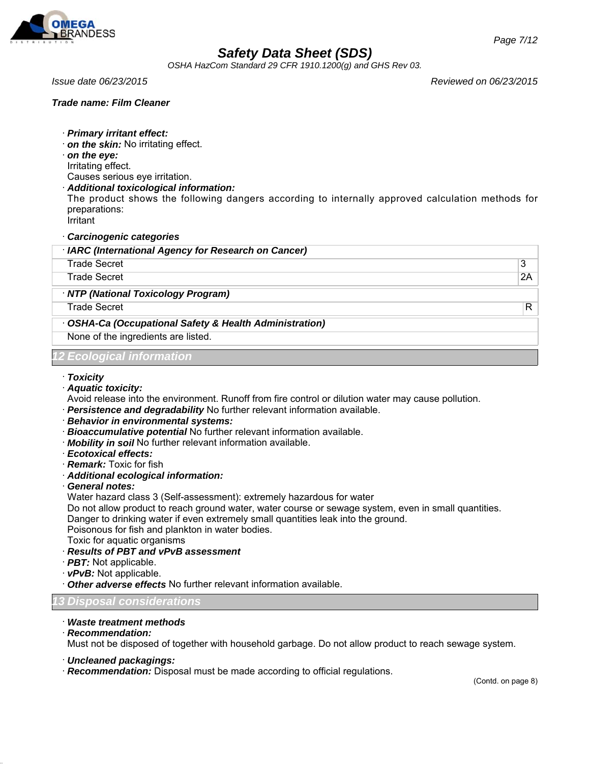**Trade name: Film Cleaner**

· ***Primary irritant effect:***
· ***on the skin:*** No irritating effect.
· ***on the eye:***
Irritating effect.
Causes serious eye irritation.
· ***Additional toxicological information:***
The product shows the following dangers according to internally approved calculation methods for preparations:
Irritant

· ***Carcinogenic categories***

| · ***IARC (International Agency for Research on Cancer)*** | |
|---|---|
| Trade Secret | 3 |
| Trade Secret | 2A |

| · ***NTP (National Toxicology Program)*** | |
|---|---|
| Trade Secret | R |

| · ***OSHA-Ca (Occupational Safety & Health Administration)*** |
|---|
| None of the ingredients are listed. |

## 12 Ecological information

· ***Toxicity***
· ***Aquatic toxicity:***
Avoid release into the environment. Runoff from fire control or dilution water may cause pollution.
· ***Persistence and degradability*** No further relevant information available.
· ***Behavior in environmental systems:***
· ***Bioaccumulative potential*** No further relevant information available.
· ***Mobility in soil*** No further relevant information available.
· ***Ecotoxical effects:***
· ***Remark:*** Toxic for fish
· ***Additional ecological information:***
· ***General notes:***
Water hazard class 3 (Self-assessment): extremely hazardous for water
Do not allow product to reach ground water, water course or sewage system, even in small quantities.
Danger to drinking water if even extremely small quantities leak into the ground.
Poisonous for fish and plankton in water bodies.
Toxic for aquatic organisms
· ***Results of PBT and vPvB assessment***
· ***PBT:*** Not applicable.
· ***vPvB:*** Not applicable.
· ***Other adverse effects*** No further relevant information available.

## 13 Disposal considerations

· ***Waste treatment methods***
· ***Recommendation:***
Must not be disposed of together with household garbage. Do not allow product to reach sewage system.

· ***Uncleaned packagings:***
· ***Recommendation:*** Disposal must be made according to official regulations.

(Contd. on page 8)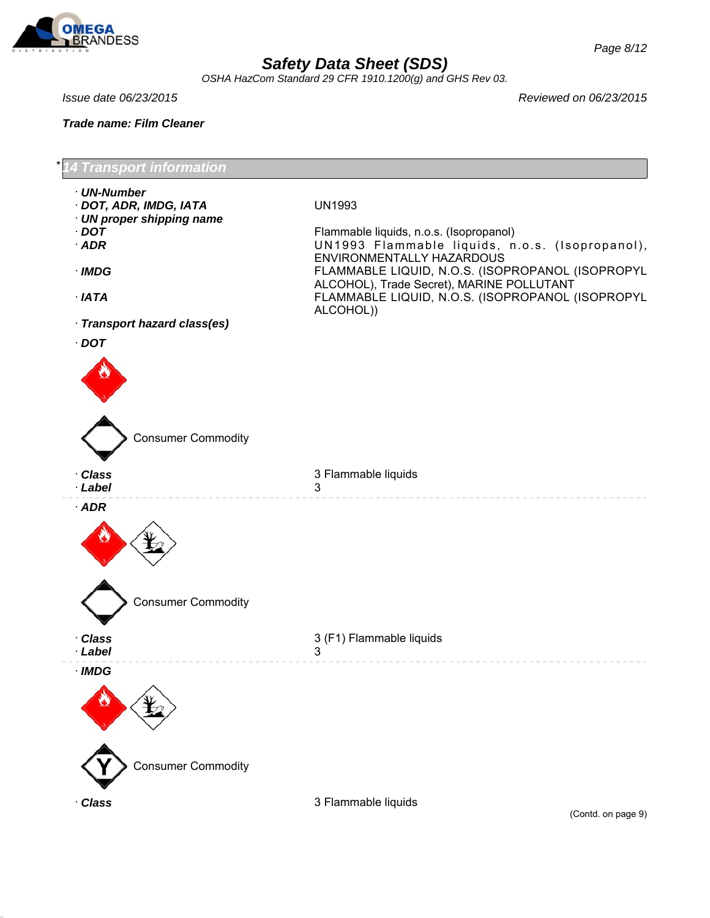# Safety Data Sheet (SDS)

*OSHA HazCom Standard 29 CFR 1910.1200(g) and GHS Rev 03.*

*Issue date 06/23/2015* — *Reviewed on 06/23/2015*

***Trade name: Film Cleaner***

## * 14 Transport information

· **UN-Number**

· **DOT, ADR, IMDG, IATA** — UN1993

· **UN proper shipping name**

· **DOT** — Flammable liquids, n.o.s. (Isopropanol)

· **ADR** — UN1993 Flammable liquids, n.o.s. (Isopropanol), ENVIRONMENTALLY HAZARDOUS

· **IMDG** — FLAMMABLE LIQUID, N.O.S. (ISOPROPANOL (ISOPROPYL ALCOHOL), Trade Secret), MARINE POLLUTANT

· **IATA** — FLAMMABLE LIQUID, N.O.S. (ISOPROPANOL (ISOPROPYL ALCOHOL))

· **Transport hazard class(es)**

· **DOT**

Consumer Commodity

· **Class** — 3 Flammable liquids

· **Label** — 3

· **ADR**

Consumer Commodity

· **Class** — 3 (F1) Flammable liquids

· **Label** — 3

· **IMDG**

Consumer Commodity

· **Class** — 3 Flammable liquids

(Contd. on page 9)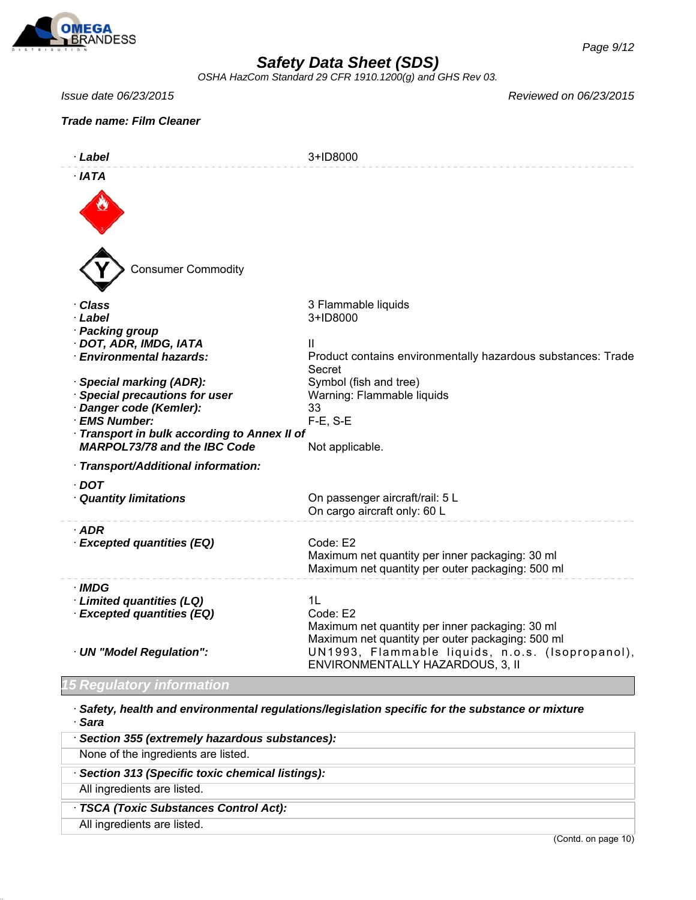**Trade name: Film Cleaner**

| | |
|---|---|
| · **Label** | 3+ID8000 |

· **IATA**

Consumer Commodity

| | |
|---|---|
| · **Class** | 3 Flammable liquids |
| · **Label** | 3+ID8000 |
| · **Packing group** | |
| · **DOT, ADR, IMDG, IATA** | II |
| · **Environmental hazards:** | Product contains environmentally hazardous substances: Trade Secret |
| · **Special marking (ADR):** | Symbol (fish and tree) |
| · **Special precautions for user** | Warning: Flammable liquids |
| · **Danger code (Kemler):** | 33 |
| · **EMS Number:** | F-E, S-E |
| · **Transport in bulk according to Annex II of MARPOL73/78 and the IBC Code** | Not applicable. |

· **Transport/Additional information:**

| | |
|---|---|
| · **DOT** | |
| · **Quantity limitations** | On passenger aircraft/rail: 5 L<br>On cargo aircraft only: 60 L |
| · **ADR** | |
| · **Excepted quantities (EQ)** | Code: E2<br>Maximum net quantity per inner packaging: 30 ml<br>Maximum net quantity per outer packaging: 500 ml |
| · **IMDG** | |
| · **Limited quantities (LQ)** | 1L |
| · **Excepted quantities (EQ)** | Code: E2<br>Maximum net quantity per inner packaging: 30 ml<br>Maximum net quantity per outer packaging: 500 ml |
| · **UN "Model Regulation":** | UN1993, Flammable liquids, n.o.s. (Isopropanol), ENVIRONMENTALLY HAZARDOUS, 3, II |

## 15 Regulatory information

· **Safety, health and environmental regulations/legislation specific for the substance or mixture**

· **Sara**

· **Section 355 (extremely hazardous substances):**

None of the ingredients are listed.

· **Section 313 (Specific toxic chemical listings):**

All ingredients are listed.

· **TSCA (Toxic Substances Control Act):**

All ingredients are listed.

(Contd. on page 10)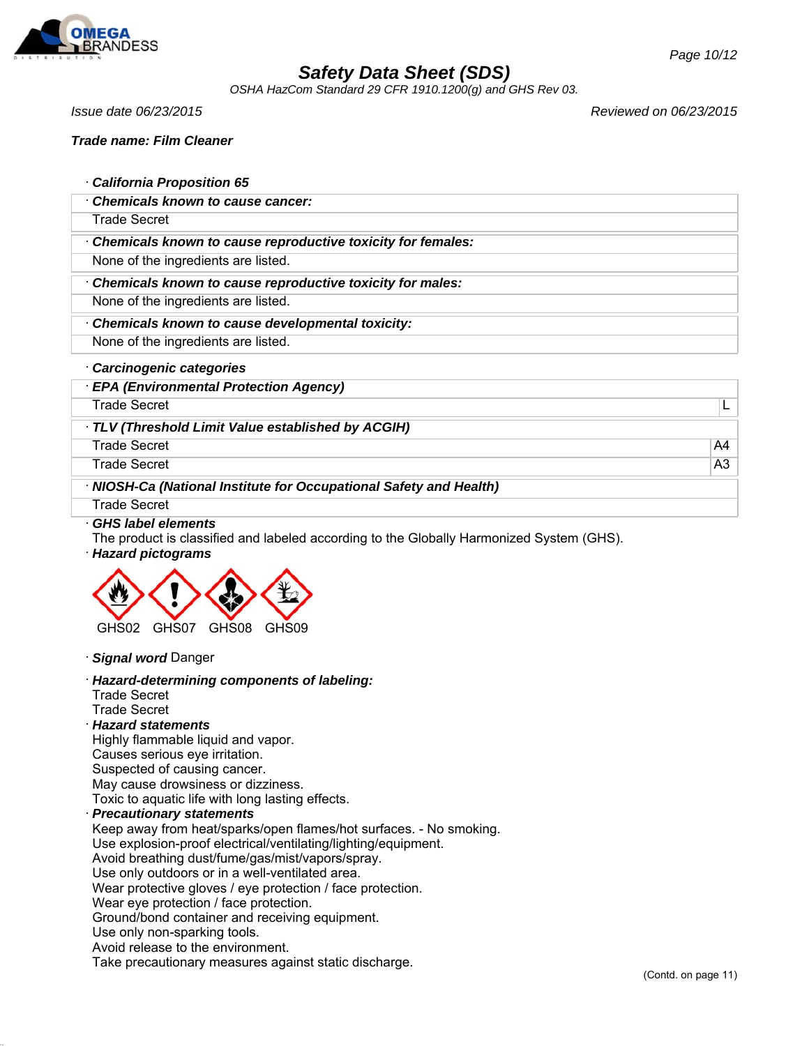# Safety Data Sheet (SDS)

*OSHA HazCom Standard 29 CFR 1910.1200(g) and GHS Rev 03.*

*Issue date 06/23/2015* *Reviewed on 06/23/2015*

***Trade name: Film Cleaner***

· ***California Proposition 65***

| · ***Chemicals known to cause cancer:*** |
|---|
| Trade Secret |

| · ***Chemicals known to cause reproductive toxicity for females:*** |
|---|
| None of the ingredients are listed. |

| · ***Chemicals known to cause reproductive toxicity for males:*** |
|---|
| None of the ingredients are listed. |

| · ***Chemicals known to cause developmental toxicity:*** |
|---|
| None of the ingredients are listed. |

· ***Carcinogenic categories***

| · ***EPA (Environmental Protection Agency)*** | |
|---|---|
| Trade Secret | L |

| · ***TLV (Threshold Limit Value established by ACGIH)*** | |
|---|---|
| Trade Secret | A4 |
| Trade Secret | A3 |

| · ***NIOSH-Ca (National Institute for Occupational Safety and Health)*** |
|---|
| Trade Secret |

· ***GHS label elements***
The product is classified and labeled according to the Globally Harmonized System (GHS).

· ***Hazard pictograms***

GHS02 GHS07 GHS08 GHS09

· ***Signal word*** Danger

· ***Hazard-determining components of labeling:***
Trade Secret
Trade Secret

· ***Hazard statements***
Highly flammable liquid and vapor.
Causes serious eye irritation.
Suspected of causing cancer.
May cause drowsiness or dizziness.
Toxic to aquatic life with long lasting effects.

· ***Precautionary statements***
Keep away from heat/sparks/open flames/hot surfaces. - No smoking.
Use explosion-proof electrical/ventilating/lighting/equipment.
Avoid breathing dust/fume/gas/mist/vapors/spray.
Use only outdoors or in a well-ventilated area.
Wear protective gloves / eye protection / face protection.
Wear eye protection / face protection.
Ground/bond container and receiving equipment.
Use only non-sparking tools.
Avoid release to the environment.
Take precautionary measures against static discharge.

(Contd. on page 11)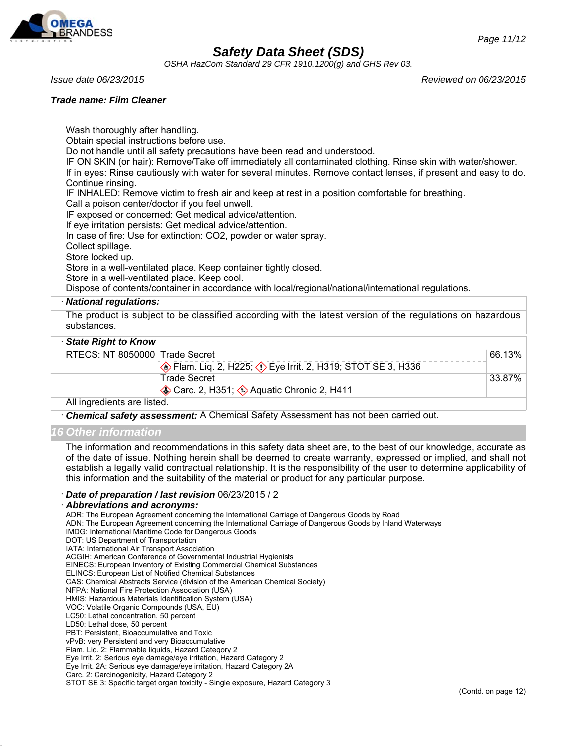Wash thoroughly after handling.
Obtain special instructions before use.
Do not handle until all safety precautions have been read and understood.
IF ON SKIN (or hair): Remove/Take off immediately all contaminated clothing. Rinse skin with water/shower.
If in eyes: Rinse cautiously with water for several minutes. Remove contact lenses, if present and easy to do. Continue rinsing.
IF INHALED: Remove victim to fresh air and keep at rest in a position comfortable for breathing.
Call a poison center/doctor if you feel unwell.
IF exposed or concerned: Get medical advice/attention.
If eye irritation persists: Get medical advice/attention.
In case of fire: Use for extinction: $CO_2$, powder or water spray.
Collect spillage.
Store locked up.
Store in a well-ventilated place. Keep container tightly closed.
Store in a well-ventilated place. Keep cool.
Dispose of contents/container in accordance with local/regional/national/international regulations.

· **National regulations:**

The product is subject to be classified according with the latest version of the regulations on hazardous substances.

· **State Right to Know**

| | | |
|---|---|---|
| RTECS: NT 8050000 | Trade Secret<br>Flam. Liq. 2, H225; Eye Irrit. 2, H319; STOT SE 3, H336 | 66.13% |
| | Trade Secret<br>Carc. 2, H351; Aquatic Chronic 2, H411 | 33.87% |

All ingredients are listed.

· **Chemical safety assessment:** A Chemical Safety Assessment has not been carried out.

## 16 Other information

The information and recommendations in this safety data sheet are, to the best of our knowledge, accurate as of the date of issue. Nothing herein shall be deemed to create warranty, expressed or implied, and shall not establish a legally valid contractual relationship. It is the responsibility of the user to determine applicability of this information and the suitability of the material or product for any particular purpose.

· **Date of preparation / last revision** 06/23/2015 / 2

· **Abbreviations and acronyms:**

ADR: The European Agreement concerning the International Carriage of Dangerous Goods by Road
ADN: The European Agreement concerning the International Carriage of Dangerous Goods by Inland Waterways
IMDG: International Maritime Code for Dangerous Goods
DOT: US Department of Transportation
IATA: International Air Transport Association
ACGIH: American Conference of Governmental Industrial Hygienists
EINECS: European Inventory of Existing Commercial Chemical Substances
ELINCS: European List of Notified Chemical Substances
CAS: Chemical Abstracts Service (division of the American Chemical Society)
NFPA: National Fire Protection Association (USA)
HMIS: Hazardous Materials Identification System (USA)
VOC: Volatile Organic Compounds (USA, EU)
LC50: Lethal concentration, 50 percent
LD50: Lethal dose, 50 percent
PBT: Persistent, Bioaccumulative and Toxic
vPvB: very Persistent and very Bioaccumulative
Flam. Liq. 2: Flammable liquids, Hazard Category 2
Eye Irrit. 2: Serious eye damage/eye irritation, Hazard Category 2
Eye Irrit. 2A: Serious eye damage/eye irritation, Hazard Category 2A
Carc. 2: Carcinogenicity, Hazard Category 2
STOT SE 3: Specific target organ toxicity - Single exposure, Hazard Category 3

(Contd. on page 12)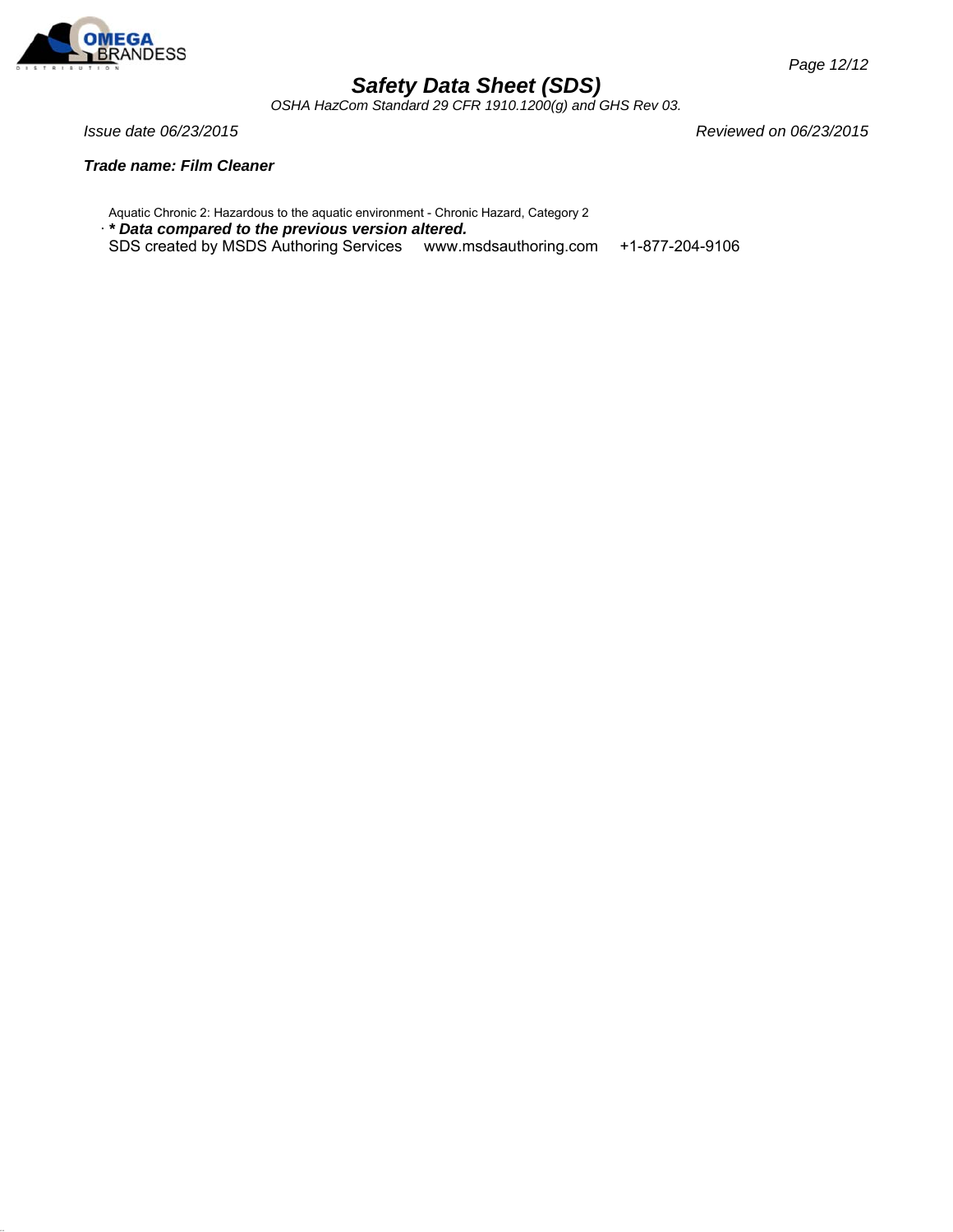Aquatic Chronic 2: Hazardous to the aquatic environment - Chronic Hazard, Category 2

· ***\* Data compared to the previous version altered.***

SDS created by MSDS Authoring Services www.msdsauthoring.com +1-877-204-9106